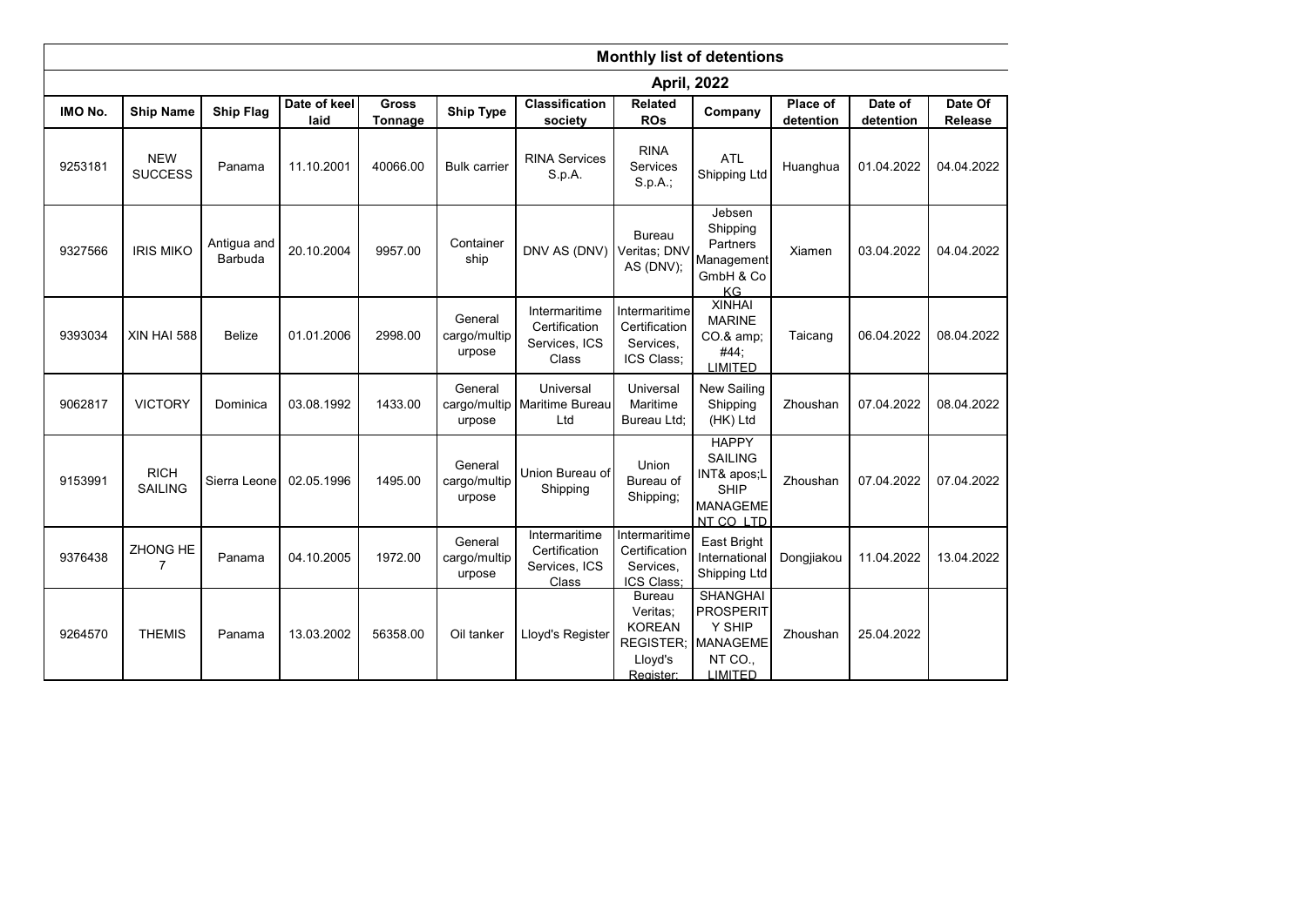## Monthly list of detentions

### April, 2022

| IMO No. | Ship Name | Ship Flag | Date of keel laid | Gross Tonnage | Ship Type | Classification society | Related ROs | Company | Place of detention | Date of detention | Date Of Release |
|---|---|---|---|---|---|---|---|---|---|---|---|
| 9253181 | NEW SUCCESS | Panama | 11.10.2001 | 40066.00 | Bulk carrier | RINA Services S.p.A. | RINA Services S.p.A.; | ATL Shipping Ltd | Huanghua | 01.04.2022 | 04.04.2022 |
| 9327566 | IRIS MIKO | Antigua and Barbuda | 20.10.2004 | 9957.00 | Container ship | DNV AS (DNV) | Bureau Veritas; DNV AS (DNV); | Jebsen Shipping Partners Management GmbH & Co KG | Xiamen | 03.04.2022 | 04.04.2022 |
| 9393034 | XIN HAI 588 | Belize | 01.01.2006 | 2998.00 | General cargo/multipurpose | Intermaritime Certification Services, ICS Class | Intermaritime Certification Services, ICS Class; | XINHAI MARINE CO.& amp;#44; LIMITED | Taicang | 06.04.2022 | 08.04.2022 |
| 9062817 | VICTORY | Dominica | 03.08.1992 | 1433.00 | General cargo/multipurpose | Universal Maritime Bureau Ltd | Universal Maritime Bureau Ltd; | New Sailing Shipping (HK) Ltd | Zhoushan | 07.04.2022 | 08.04.2022 |
| 9153991 | RICH SAILING | Sierra Leone | 02.05.1996 | 1495.00 | General cargo/multipurpose | Union Bureau of Shipping | Union Bureau of Shipping; | HAPPY SAILING INT& apos;L SHIP MANAGEMENT CO LTD | Zhoushan | 07.04.2022 | 07.04.2022 |
| 9376438 | ZHONG HE 7 | Panama | 04.10.2005 | 1972.00 | General cargo/multipurpose | Intermaritime Certification Services, ICS Class | Intermaritime Certification Services, ICS Class; | East Bright International Shipping Ltd | Dongjiakou | 11.04.2022 | 13.04.2022 |
| 9264570 | THEMIS | Panama | 13.03.2002 | 56358.00 | Oil tanker | Lloyd's Register | Bureau Veritas; KOREAN REGISTER; Lloyd's Register; | SHANGHAI PROSPERITY SHIP MANAGEMENT CO., LIMITED | Zhoushan | 25.04.2022 | |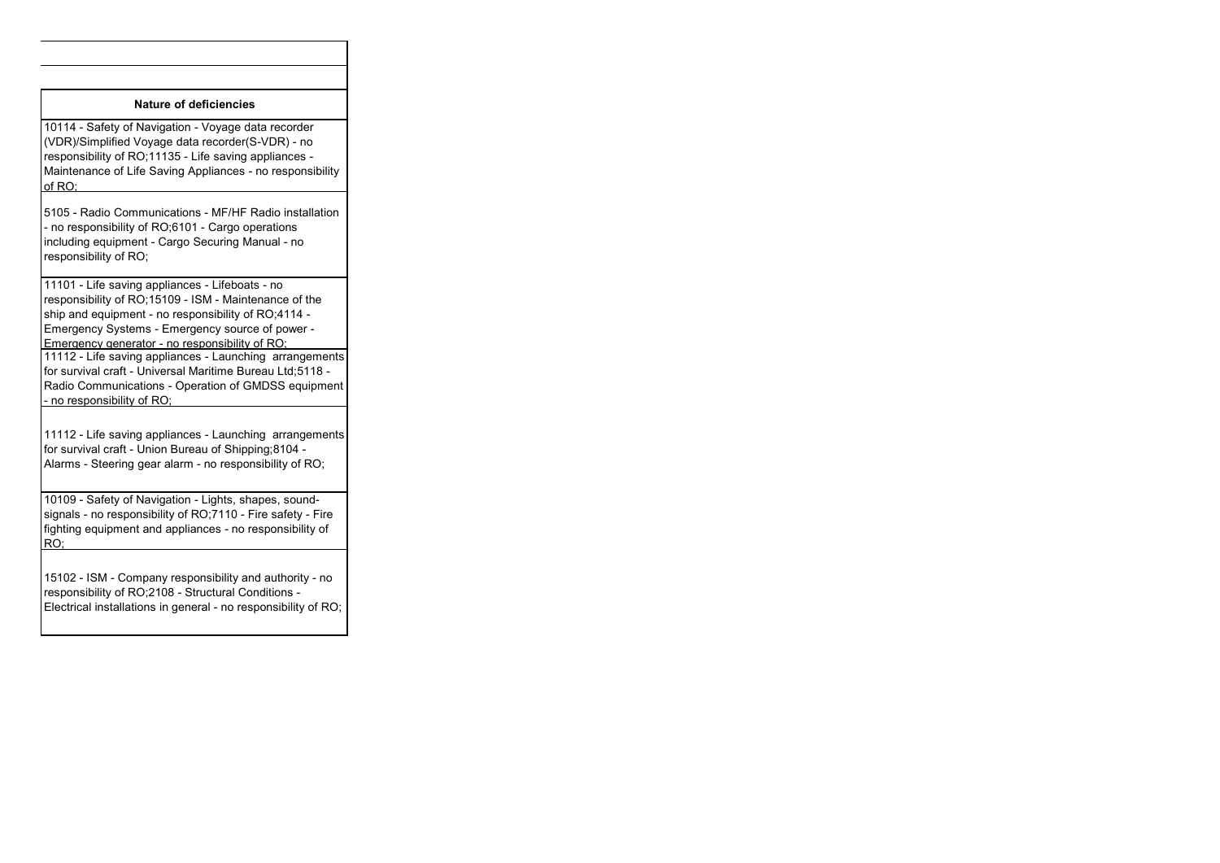| |
|---|
| |
| **Nature of deficiencies** |
| 10114 - Safety of Navigation - Voyage data recorder (VDR)/Simplified Voyage data recorder(S-VDR) - no responsibility of RO;11135 - Life saving appliances - Maintenance of Life Saving Appliances - no responsibility of RO; |
| 5105 - Radio Communications - MF/HF Radio installation - no responsibility of RO;6101 - Cargo operations including equipment - Cargo Securing Manual - no responsibility of RO; |
| 11101 - Life saving appliances - Lifeboats - no responsibility of RO;15109 - ISM - Maintenance of the ship and equipment - no responsibility of RO;4114 - Emergency Systems - Emergency source of power - Emergency generator - no responsibility of RO; |
| 11112 - Life saving appliances - Launching arrangements for survival craft - Universal Maritime Bureau Ltd;5118 - Radio Communications - Operation of GMDSS equipment - no responsibility of RO; |
| 11112 - Life saving appliances - Launching arrangements for survival craft - Union Bureau of Shipping;8104 - Alarms - Steering gear alarm - no responsibility of RO; |
| 10109 - Safety of Navigation - Lights, shapes, sound-signals - no responsibility of RO;7110 - Fire safety - Fire fighting equipment and appliances - no responsibility of RO; |
| 15102 - ISM - Company responsibility and authority - no responsibility of RO;2108 - Structural Conditions - Electrical installations in general - no responsibility of RO; |